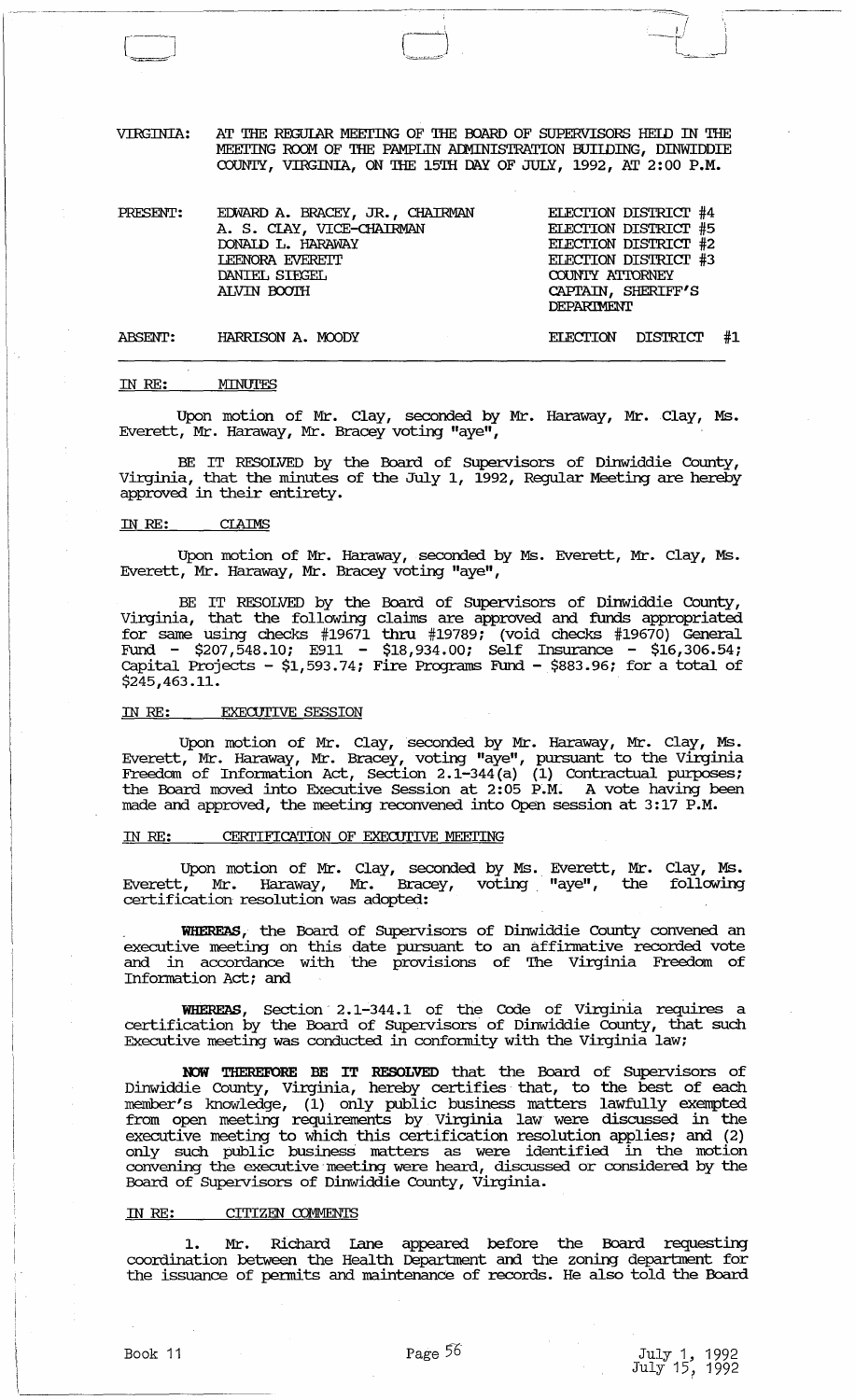VIRGINIA: AT THE REGULAR MEETING OF THE BOARD OF SUPERVISORS HELD IN THE MEETING ROOM OF THE PAMPLIN ADMINISTRATION BUILDING, DINWIDDIE COUNTY, VIRGINIA, ON THE 15TH DAY OF JULY, 1992, AT 2:00 P.M.

| | | |
|---|---|---|
| PRESENT: | EDWARD A. BRACEY, JR., CHAIRMAN | ELECTION DISTRICT #4 |
| | A. S. CLAY, VICE-CHAIRMAN | ELECTION DISTRICT #5 |
| | DONALD L. HARAWAY | ELECTION DISTRICT #2 |
| | LEENORA EVERETT | ELECTION DISTRICT #3 |
| | DANIEL SIEGEL | COUNTY ATTORNEY |
| | ALVIN BOOTH | CAPTAIN, SHERIFF'S DEPARTMENT |
| ABSENT: | HARRISON A. MOODY | ELECTION DISTRICT #1 |

IN RE: MINUTES

Upon motion of Mr. Clay, seconded by Mr. Haraway, Mr. Clay, Ms. Everett, Mr. Haraway, Mr. Bracey voting "aye",

BE IT RESOLVED by the Board of Supervisors of Dinwiddie County, Virginia, that the minutes of the July 1, 1992, Regular Meeting are hereby approved in their entirety.

IN RE: CLAIMS

Upon motion of Mr. Haraway, seconded by Ms. Everett, Mr. Clay, Ms. Everett, Mr. Haraway, Mr. Bracey voting "aye",

BE IT RESOLVED by the Board of Supervisors of Dinwiddie County, Virginia, that the following claims are approved and funds appropriated for same using checks #19671 thru #19789; (void checks #19670) General Fund - $207,548.10; E911 - $18,934.00; Self Insurance - $16,306.54; Capital Projects - $1,593.74; Fire Programs Fund - $883.96; for a total of $245,463.11.

IN RE: EXECUTIVE SESSION

Upon motion of Mr. Clay, seconded by Mr. Haraway, Mr. Clay, Ms. Everett, Mr. Haraway, Mr. Bracey, voting "aye", pursuant to the Virginia Freedom of Information Act, Section 2.1-344(a) (1) Contractual purposes; the Board moved into Executive Session at 2:05 P.M. A vote having been made and approved, the meeting reconvened into Open session at 3:17 P.M.

IN RE: CERTIFICATION OF EXECUTIVE MEETING

Upon motion of Mr. Clay, seconded by Ms. Everett, Mr. Clay, Ms. Everett, Mr. Haraway, Mr. Bracey, voting "aye", the following certification resolution was adopted:

**WHEREAS**, the Board of Supervisors of Dinwiddie County convened an executive meeting on this date pursuant to an affirmative recorded vote and in accordance with the provisions of The Virginia Freedom of Information Act; and

**WHEREAS**, Section 2.1-344.1 of the Code of Virginia requires a certification by the Board of Supervisors of Dinwiddie County, that such Executive meeting was conducted in conformity with the Virginia law;

**NOW THEREFORE BE IT RESOLVED** that the Board of Supervisors of Dinwiddie County, Virginia, hereby certifies that, to the best of each member's knowledge, (1) only public business matters lawfully exempted from open meeting requirements by Virginia law were discussed in the executive meeting to which this certification resolution applies; and (2) only such public business matters as were identified in the motion convening the executive meeting were heard, discussed or considered by the Board of Supervisors of Dinwiddie County, Virginia.

IN RE: CITIZEN COMMENTS

1. Mr. Richard Lane appeared before the Board requesting coordination between the Health Department and the zoning department for the issuance of permits and maintenance of records. He also told the Board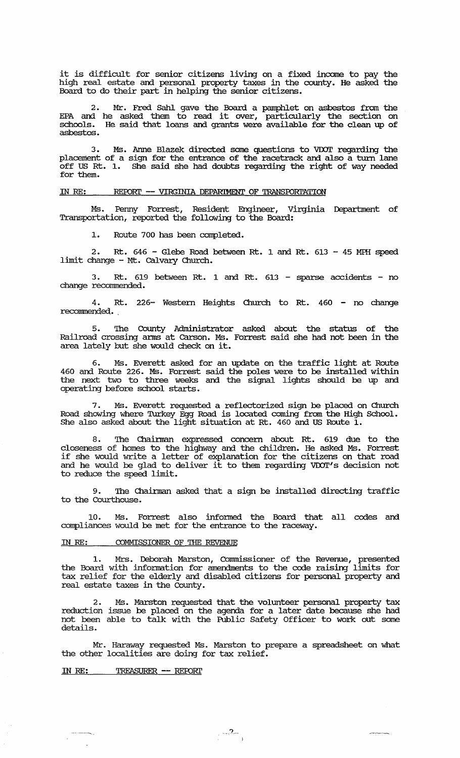it is difficult for senior citizens living on a fixed income to pay the high real estate and personal property taxes in the county. He asked the Board to do their part in helping the senior citizens.

2. Mr. Fred Sahl gave the Board a pamphlet on asbestos from the EPA and he asked them to read it over, particularly the section on schools. He said that loans and grants were available for the clean up of asbestos.

3. Ms. Anne Blazek directed some questions to VDOT regarding the placement of a sign for the entrance of the racetrack and also a turn lane off US Rt. 1. She said she had doubts regarding the right of way needed for them.

IN RE: REPORT -- VIRGINIA DEPARTMENT OF TRANSPORTATION

Ms. Penny Forrest, Resident Engineer, Virginia Department of Transportation, reported the following to the Board:

1. Route 700 has been completed.

2. Rt. 646 - Glebe Road between Rt. 1 and Rt. 613 - 45 MPH speed limit change - Mt. Calvary Church.

3. Rt. 619 between Rt. 1 and Rt. 613 - sparse accidents - no change recommended.

4. Rt. 226- Western Heights Church to Rt. 460 - no change recommended.

5. The County Administrator asked about the status of the Railroad crossing arms at Carson. Ms. Forrest said she had not been in the area lately but she would check on it.

6. Ms. Everett asked for an update on the traffic light at Route 460 and Route 226. Ms. Forrest said the poles were to be installed within the next two to three weeks and the signal lights should be up and operating before school starts.

7. Ms. Everett requested a reflectorized sign be placed on Church Road showing where Turkey Egg Road is located coming from the High School. She also asked about the light situation at Rt. 460 and US Route 1.

8. The Chairman expressed concern about Rt. 619 due to the closeness of homes to the highway and the children. He asked Ms. Forrest if she would write a letter of explanation for the citizens on that road and he would be glad to deliver it to them regarding VDOT's decision not to reduce the speed limit.

9. The Chairman asked that a sign be installed directing traffic to the Courthouse.

10. Ms. Forrest also informed the Board that all codes and compliances would be met for the entrance to the raceway.

IN RE: COMMISSIONER OF THE REVENUE

1. Mrs. Deborah Marston, Commissioner of the Revenue, presented the Board with information for amendments to the code raising limits for tax relief for the elderly and disabled citizens for personal property and real estate taxes in the County.

2. Ms. Marston requested that the volunteer personal property tax reduction issue be placed on the agenda for a later date because she had not been able to talk with the Public Safety Officer to work out some details.

Mr. Haraway requested Ms. Marston to prepare a spreadsheet on what the other localities are doing for tax relief.

IN RE: TREASURER -- REPORT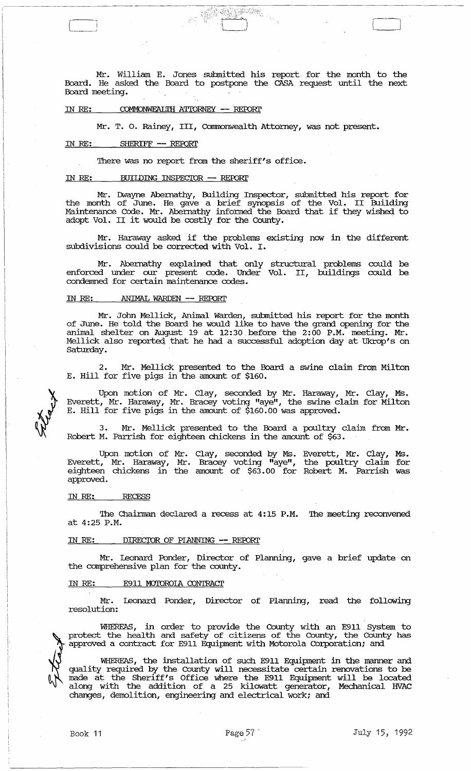Mr. William E. Jones submitted his report for the month to the Board. He asked the Board to postpone the CASA request until the next Board meeting.

IN RE: COMMONWEALTH ATTORNEY -- REPORT

Mr. T. O. Rainey, III, Commonwealth Attorney, was not present.

IN RE: SHERIFF -- REPORT

There was no report from the sheriff's office.

IN RE: BUILDING INSPECTOR -- REPORT

Mr. Dwayne Abernathy, Building Inspector, submitted his report for the month of June. He gave a brief synopsis of the Vol. II Building Maintenance Code. Mr. Abernathy informed the Board that if they wished to adopt Vol. II it would be costly for the County.

Mr. Haraway asked if the problems existing now in the different subdivisions could be corrected with Vol. I.

Mr. Abernathy explained that only structural problems could be enforced under our present code. Under Vol. II, buildings could be condemned for certain maintenance codes.

IN RE: ANIMAL WARDEN -- REPORT

Mr. John Mellick, Animal Warden, submitted his report for the month of June. He told the Board he would like to have the grand opening for the animal shelter on August 19 at 12:30 before the 2:00 P.M. meeting. Mr. Mellick also reported that he had a successful adoption day at Ukrop's on Saturday.

2. Mr. Mellick presented to the Board a swine claim from Milton E. Hill for five pigs in the amount of $160.

Upon motion of Mr. Clay, seconded by Mr. Haraway, Mr. Clay, Ms. Everett, Mr. Haraway, Mr. Bracey voting "aye", the swine claim for Milton E. Hill for five pigs in the amount of $160.00 was approved.

3. Mr. Mellick presented to the Board a poultry claim from Mr. Robert M. Parrish for eighteen chickens in the amount of $63.

Upon motion of Mr. Clay, seconded by Ms. Everett, Mr. Clay, Ms. Everett, Mr. Haraway, Mr. Bracey voting "aye", the poultry claim for eighteen chickens in the amount of $63.00 for Robert M. Parrish was approved.

IN RE: RECESS

The Chairman declared a recess at 4:15 P.M. The meeting reconvened at 4:25 P.M.

IN RE: DIRECTOR OF PLANNING -- REPORT

Mr. Leonard Ponder, Director of Planning, gave a brief update on the comprehensive plan for the county.

IN RE: E911 MOTOROLA CONTRACT

Mr. Leonard Ponder, Director of Planning, read the following resolution:

WHEREAS, in order to provide the County with an E911 System to protect the health and safety of citizens of the County, the County has approved a contract for E911 Equipment with Motorola Corporation; and

WHEREAS, the installation of such E911 Equipment in the manner and quality required by the County will necessitate certain renovations to be made at the Sheriff's Office where the E911 Equipment will be located along with the addition of a 25 kilowatt generator, Mechanical HVAC changes, demolition, engineering and electrical work; and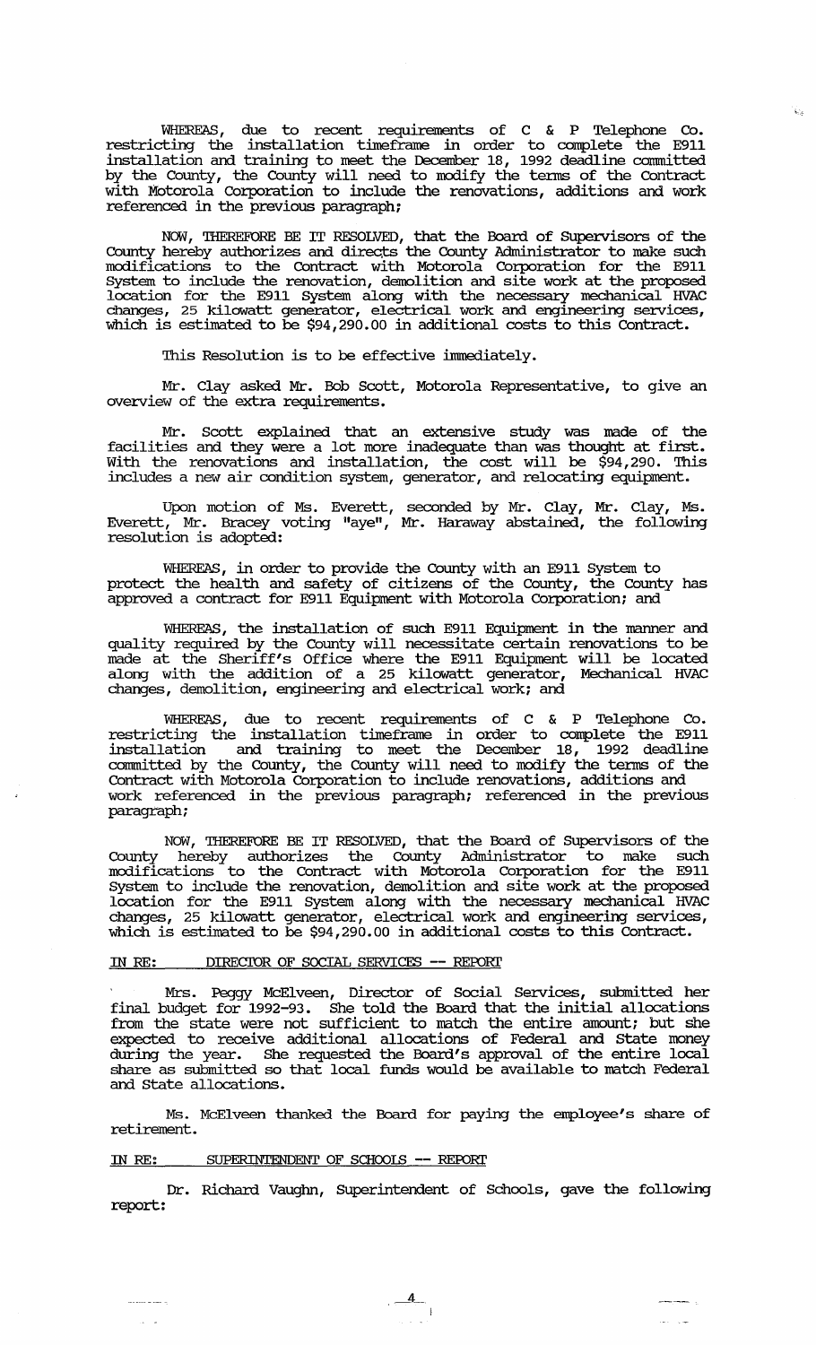WHEREAS, due to recent requirements of C & P Telephone Co. restricting the installation timeframe in order to complete the E911 installation and training to meet the December 18, 1992 deadline committed by the County, the County will need to modify the terms of the Contract with Motorola Corporation to include the renovations, additions and work referenced in the previous paragraph;

NOW, THEREFORE BE IT RESOLVED, that the Board of Supervisors of the County hereby authorizes and directs the County Administrator to make such modifications to the Contract with Motorola Corporation for the E911 System to include the renovation, demolition and site work at the proposed location for the E911 System along with the necessary mechanical HVAC changes, 25 kilowatt generator, electrical work and engineering services, which is estimated to be $94,290.00 in additional costs to this Contract.

This Resolution is to be effective immediately.

Mr. Clay asked Mr. Bob Scott, Motorola Representative, to give an overview of the extra requirements.

Mr. Scott explained that an extensive study was made of the facilities and they were a lot more inadequate than was thought at first. With the renovations and installation, the cost will be $94,290. This includes a new air condition system, generator, and relocating equipment.

Upon motion of Ms. Everett, seconded by Mr. Clay, Mr. Clay, Ms. Everett, Mr. Bracey voting "aye", Mr. Haraway abstained, the following resolution is adopted:

WHEREAS, in order to provide the County with an E911 System to protect the health and safety of citizens of the County, the County has approved a contract for E911 Equipment with Motorola Corporation; and

WHEREAS, the installation of such E911 Equipment in the manner and quality required by the County will necessitate certain renovations to be made at the Sheriff's Office where the E911 Equipment will be located along with the addition of a 25 kilowatt generator, Mechanical HVAC changes, demolition, engineering and electrical work; and

WHEREAS, due to recent requirements of C & P Telephone Co. restricting the installation timeframe in order to complete the E911 installation and training to meet the December 18, 1992 deadline committed by the County, the County will need to modify the terms of the Contract with Motorola Corporation to include renovations, additions and work referenced in the previous paragraph; referenced in the previous paragraph;

NOW, THEREFORE BE IT RESOLVED, that the Board of Supervisors of the County hereby authorizes the County Administrator to make such modifications to the Contract with Motorola Corporation for the E911 System to include the renovation, demolition and site work at the proposed location for the E911 System along with the necessary mechanical HVAC changes, 25 kilowatt generator, electrical work and engineering services, which is estimated to be $94,290.00 in additional costs to this Contract.

IN RE: DIRECTOR OF SOCIAL SERVICES -- REPORT

Mrs. Peggy McElveen, Director of Social Services, submitted her final budget for 1992-93. She told the Board that the initial allocations from the state were not sufficient to match the entire amount; but she expected to receive additional allocations of Federal and State money during the year. She requested the Board's approval of the entire local share as submitted so that local funds would be available to match Federal and State allocations.

Ms. McElveen thanked the Board for paying the employee's share of retirement.

IN RE: SUPERINTENDENT OF SCHOOLS -- REPORT

Dr. Richard Vaughn, Superintendent of Schools, gave the following report: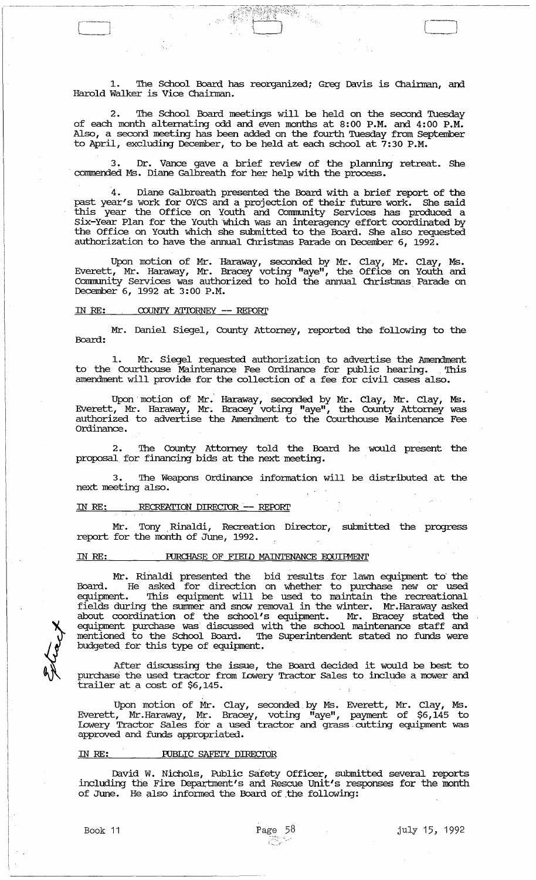1. The School Board has reorganized; Greg Davis is Chairman, and Harold Walker is Vice Chairman.

2. The School Board meetings will be held on the second Tuesday of each month alternating odd and even months at 8:00 P.M. and 4:00 P.M. Also, a second meeting has been added on the fourth Tuesday from September to April, excluding December, to be held at each school at 7:30 P.M.

3. Dr. Vance gave a brief review of the planning retreat. She commended Ms. Diane Galbreath for her help with the process.

4. Diane Galbreath presented the Board with a brief report of the past year's work for OYCS and a projection of their future work. She said this year the Office on Youth and Community Services has produced a Six-Year Plan for the Youth which was an interagency effort coordinated by the Office on Youth which she submitted to the Board. She also requested authorization to have the annual Christmas Parade on December 6, 1992.

Upon motion of Mr. Haraway, seconded by Mr. Clay, Mr. Clay, Ms. Everett, Mr. Haraway, Mr. Bracey voting "aye", the Office on Youth and Community Services was authorized to hold the annual Christmas Parade on December 6, 1992 at 3:00 P.M.

IN RE: COUNTY ATTORNEY -- REPORT

Mr. Daniel Siegel, County Attorney, reported the following to the Board:

1. Mr. Siegel requested authorization to advertise the Amendment to the Courthouse Maintenance Fee Ordinance for public hearing. This amendment will provide for the collection of a fee for civil cases also.

Upon motion of Mr. Haraway, seconded by Mr. Clay, Mr. Clay, Ms. Everett, Mr. Haraway, Mr. Bracey voting "aye", the County Attorney was authorized to advertise the Amendment to the Courthouse Maintenance Fee Ordinance.

2. The County Attorney told the Board he would present the proposal for financing bids at the next meeting.

3. The Weapons Ordinance information will be distributed at the next meeting also.

IN RE: RECREATION DIRECTOR -- REPORT

Mr. Tony Rinaldi, Recreation Director, submitted the progress report for the month of June, 1992.

IN RE: PURCHASE OF FIELD MAINTENANCE EQUIPMENT

Mr. Rinaldi presented the bid results for lawn equipment to the Board. He asked for direction on whether to purchase new or used equipment. This equipment will be used to maintain the recreational fields during the summer and snow removal in the winter. Mr. Haraway asked about coordination of the school's equipment. Mr. Bracey stated the equipment purchase was discussed with the school maintenance staff and mentioned to the School Board. The Superintendent stated no funds were budgeted for this type of equipment.

After discussing the issue, the Board decided it would be best to purchase the used tractor from Lowery Tractor Sales to include a mower and trailer at a cost of $6,145.

Upon motion of Mr. Clay, seconded by Ms. Everett, Mr. Clay, Ms. Everett, Mr. Haraway, Mr. Bracey, voting "aye", payment of $6,145 to Lowery Tractor Sales for a used tractor and grass cutting equipment was approved and funds appropriated.

IN RE: PUBLIC SAFETY DIRECTOR

David W. Nichols, Public Safety Officer, submitted several reports including the Fire Department's and Rescue Unit's responses for the month of June. He also informed the Board of the following: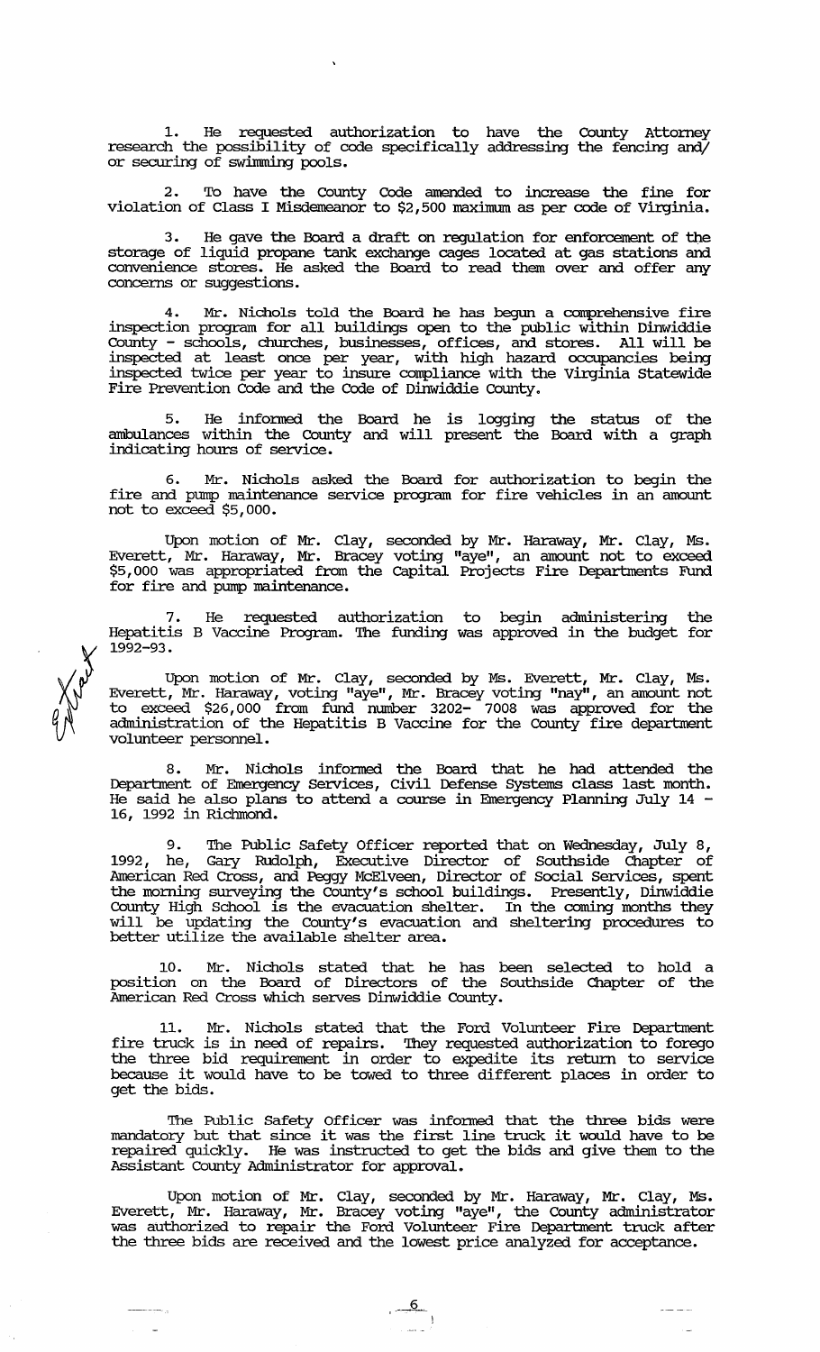1. He requested authorization to have the County Attorney research the possibility of code specifically addressing the fencing and/ or securing of swimming pools.

2. To have the County Code amended to increase the fine for violation of Class I Misdemeanor to $2,500 maximum as per code of Virginia.

3. He gave the Board a draft on regulation for enforcement of the storage of liquid propane tank exchange cages located at gas stations and convenience stores. He asked the Board to read them over and offer any concerns or suggestions.

4. Mr. Nichols told the Board he has begun a comprehensive fire inspection program for all buildings open to the public within Dinwiddie County - schools, churches, businesses, offices, and stores. All will be inspected at least once per year, with high hazard occupancies being inspected twice per year to insure compliance with the Virginia Statewide Fire Prevention Code and the Code of Dinwiddie County.

5. He informed the Board he is logging the status of the ambulances within the County and will present the Board with a graph indicating hours of service.

6. Mr. Nichols asked the Board for authorization to begin the fire and pump maintenance service program for fire vehicles in an amount not to exceed $5,000.

Upon motion of Mr. Clay, seconded by Mr. Haraway, Mr. Clay, Ms. Everett, Mr. Haraway, Mr. Bracey voting "aye", an amount not to exceed $5,000 was appropriated from the Capital Projects Fire Departments Fund for fire and pump maintenance.

7. He requested authorization to begin administering the Hepatitis B Vaccine Program. The funding was approved in the budget for 1992-93.

Upon motion of Mr. Clay, seconded by Ms. Everett, Mr. Clay, Ms. Everett, Mr. Haraway, voting "aye", Mr. Bracey voting "nay", an amount not to exceed $26,000 from fund number 3202- 7008 was approved for the administration of the Hepatitis B Vaccine for the County fire department volunteer personnel.

8. Mr. Nichols informed the Board that he had attended the Department of Emergency Services, Civil Defense Systems class last month. He said he also plans to attend a course in Emergency Planning July 14 - 16, 1992 in Richmond.

9. The Public Safety Officer reported that on Wednesday, July 8, 1992, he, Gary Rudolph, Executive Director of Southside Chapter of American Red Cross, and Peggy McElveen, Director of Social Services, spent the morning surveying the County's school buildings. Presently, Dinwiddie County High School is the evacuation shelter. In the coming months they will be updating the County's evacuation and sheltering procedures to better utilize the available shelter area.

10. Mr. Nichols stated that he has been selected to hold a position on the Board of Directors of the Southside Chapter of the American Red Cross which serves Dinwiddie County.

11. Mr. Nichols stated that the Ford Volunteer Fire Department fire truck is in need of repairs. They requested authorization to forego the three bid requirement in order to expedite its return to service because it would have to be towed to three different places in order to get the bids.

The Public Safety Officer was informed that the three bids were mandatory but that since it was the first line truck it would have to be repaired quickly. He was instructed to get the bids and give them to the Assistant County Administrator for approval.

Upon motion of Mr. Clay, seconded by Mr. Haraway, Mr. Clay, Ms. Everett, Mr. Haraway, Mr. Bracey voting "aye", the County administrator was authorized to repair the Ford Volunteer Fire Department truck after the three bids are received and the lowest price analyzed for acceptance.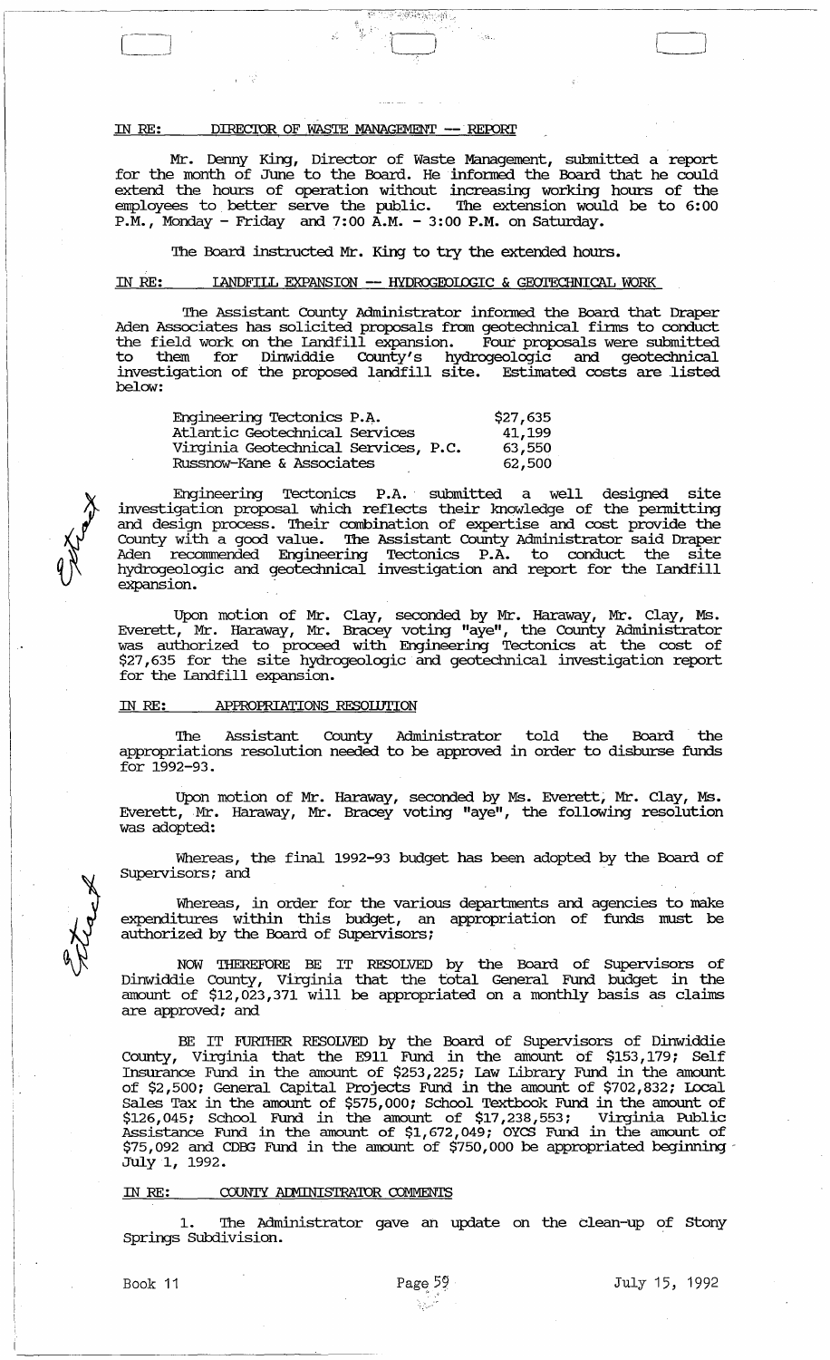IN RE: DIRECTOR OF WASTE MANAGEMENT -- REPORT

Mr. Denny King, Director of Waste Management, submitted a report for the month of June to the Board. He informed the Board that he could extend the hours of operation without increasing working hours of the employees to better serve the public. The extension would be to 6:00 P.M., Monday - Friday and 7:00 A.M. - 3:00 P.M. on Saturday.

The Board instructed Mr. King to try the extended hours.

IN RE: LANDFILL EXPANSION -- HYDROGEOLOGIC & GEOTECHNICAL WORK

The Assistant County Administrator informed the Board that Draper Aden Associates has solicited proposals from geotechnical firms to conduct the field work on the Landfill expansion. Four proposals were submitted to them for Dinwiddie County's hydrogeologic and geotechnical investigation of the proposed landfill site. Estimated costs are listed below:

| | |
|---|---|
| Engineering Tectonics P.A. | $27,635 |
| Atlantic Geotechnical Services | 41,199 |
| Virginia Geotechnical Services, P.C. | 63,550 |
| Russnow-Kane & Associates | 62,500 |

Engineering Tectonics P.A. submitted a well designed site investigation proposal which reflects their knowledge of the permitting and design process. Their combination of expertise and cost provide the County with a good value. The Assistant County Administrator said Draper Aden recommended Engineering Tectonics P.A. to conduct the site hydrogeologic and geotechnical investigation and report for the Landfill expansion.

Upon motion of Mr. Clay, seconded by Mr. Haraway, Mr. Clay, Ms. Everett, Mr. Haraway, Mr. Bracey voting "aye", the County Administrator was authorized to proceed with Engineering Tectonics at the cost of $27,635 for the site hydrogeologic and geotechnical investigation report for the Landfill expansion.

IN RE: APPROPRIATIONS RESOLUTION

The Assistant County Administrator told the Board the appropriations resolution needed to be approved in order to disburse funds for 1992-93.

Upon motion of Mr. Haraway, seconded by Ms. Everett, Mr. Clay, Ms. Everett, Mr. Haraway, Mr. Bracey voting "aye", the following resolution was adopted:

Whereas, the final 1992-93 budget has been adopted by the Board of Supervisors; and

Whereas, in order for the various departments and agencies to make expenditures within this budget, an appropriation of funds must be authorized by the Board of Supervisors;

NOW THEREFORE BE IT RESOLVED by the Board of Supervisors of Dinwiddie County, Virginia that the total General Fund budget in the amount of $12,023,371 will be appropriated on a monthly basis as claims are approved; and

BE IT FURTHER RESOLVED by the Board of Supervisors of Dinwiddie County, Virginia that the E911 Fund in the amount of $153,179; Self Insurance Fund in the amount of $253,225; Law Library Fund in the amount of $2,500; General Capital Projects Fund in the amount of $702,832; Local Sales Tax in the amount of $575,000; School Textbook Fund in the amount of $126,045; School Fund in the amount of $17,238,553; Virginia Public Assistance Fund in the amount of $1,672,049; OYCS Fund in the amount of $75,092 and CDBG Fund in the amount of $750,000 be appropriated beginning July 1, 1992.

IN RE: COUNTY ADMINISTRATOR COMMENTS

1. The Administrator gave an update on the clean-up of Stony Springs Subdivision.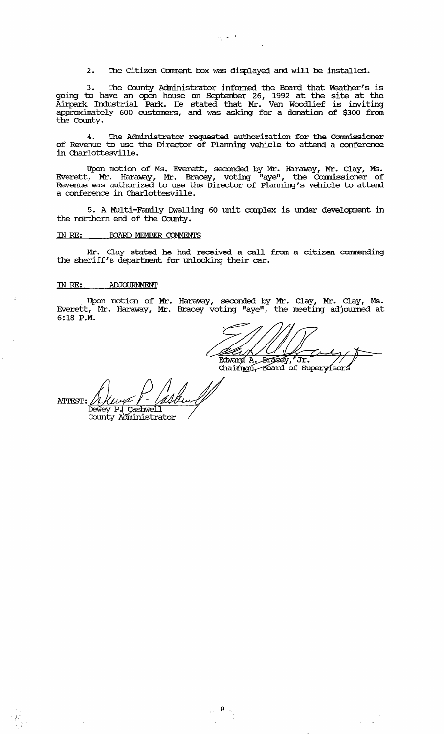2. The Citizen Comment box was displayed and will be installed.

3. The County Administrator informed the Board that Weather's is going to have an open house on September 26, 1992 at the site at the Airpark Industrial Park. He stated that Mr. Van Woodlief is inviting approximately 600 customers, and was asking for a donation of $300 from the County.

4. The Administrator requested authorization for the Commissioner of Revenue to use the Director of Planning vehicle to attend a conference in Charlottesville.

Upon motion of Ms. Everett, seconded by Mr. Haraway, Mr. Clay, Ms. Everett, Mr. Haraway, Mr. Bracey, voting "aye", the Commissioner of Revenue was authorized to use the Director of Planning's vehicle to attend a conference in Charlottesville.

5. A Multi-Family Dwelling 60 unit complex is under development in the northern end of the County.

IN RE: BOARD MEMBER COMMENTS

Mr. Clay stated he had received a call from a citizen commending the sheriff's department for unlocking their car.

IN RE: ADJOURNMENT

Upon motion of Mr. Haraway, seconded by Mr. Clay, Mr. Clay, Ms. Everett, Mr. Haraway, Mr. Bracey voting "aye", the meeting adjourned at 6:18 P.M.

Edward A. Bracey, Jr.
Chairman, Board of Supervisors

ATTEST:
Dewey P. Cashwell
County Administrator